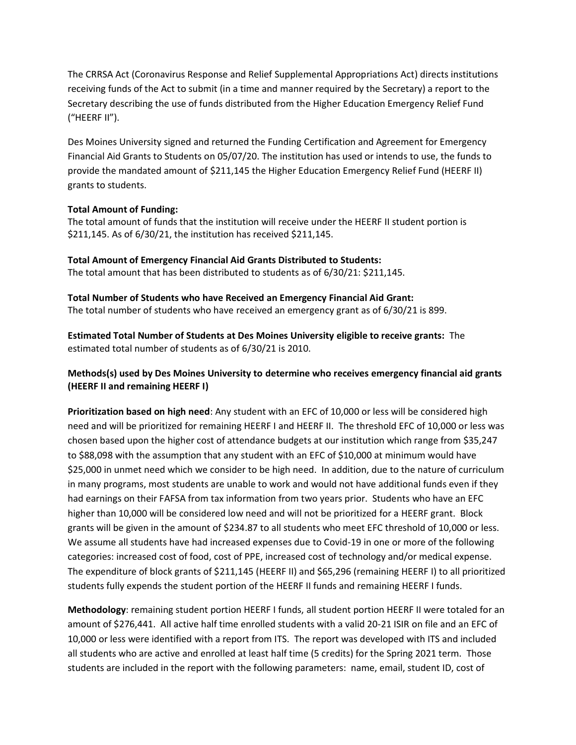The CRRSA Act (Coronavirus Response and Relief Supplemental Appropriations Act) directs institutions receiving funds of the Act to submit (in a time and manner required by the Secretary) a report to the Secretary describing the use of funds distributed from the Higher Education Emergency Relief Fund ("HEERF II").

Des Moines University signed and returned the Funding Certification and Agreement for Emergency Financial Aid Grants to Students on 05/07/20. The institution has used or intends to use, the funds to provide the mandated amount of $211,145 the Higher Education Emergency Relief Fund (HEERF II) grants to students.

**Total Amount of Funding:**
The total amount of funds that the institution will receive under the HEERF II student portion is $211,145. As of 6/30/21, the institution has received $211,145.

**Total Amount of Emergency Financial Aid Grants Distributed to Students:**
The total amount that has been distributed to students as of 6/30/21: $211,145.

**Total Number of Students who have Received an Emergency Financial Aid Grant:**
The total number of students who have received an emergency grant as of 6/30/21 is 899.

**Estimated Total Number of Students at Des Moines University eligible to receive grants:** The estimated total number of students as of 6/30/21 is 2010.

**Methods(s) used by Des Moines University to determine who receives emergency financial aid grants (HEERF II and remaining HEERF I)**

**Prioritization based on high need**: Any student with an EFC of 10,000 or less will be considered high need and will be prioritized for remaining HEERF I and HEERF II. The threshold EFC of 10,000 or less was chosen based upon the higher cost of attendance budgets at our institution which range from $35,247 to $88,098 with the assumption that any student with an EFC of $10,000 at minimum would have $25,000 in unmet need which we consider to be high need. In addition, due to the nature of curriculum in many programs, most students are unable to work and would not have additional funds even if they had earnings on their FAFSA from tax information from two years prior. Students who have an EFC higher than 10,000 will be considered low need and will not be prioritized for a HEERF grant. Block grants will be given in the amount of $234.87 to all students who meet EFC threshold of 10,000 or less. We assume all students have had increased expenses due to Covid-19 in one or more of the following categories: increased cost of food, cost of PPE, increased cost of technology and/or medical expense. The expenditure of block grants of $211,145 (HEERF II) and $65,296 (remaining HEERF I) to all prioritized students fully expends the student portion of the HEERF II funds and remaining HEERF I funds.

**Methodology**: remaining student portion HEERF I funds, all student portion HEERF II were totaled for an amount of $276,441. All active half time enrolled students with a valid 20-21 ISIR on file and an EFC of 10,000 or less were identified with a report from ITS. The report was developed with ITS and included all students who are active and enrolled at least half time (5 credits) for the Spring 2021 term. Those students are included in the report with the following parameters: name, email, student ID, cost of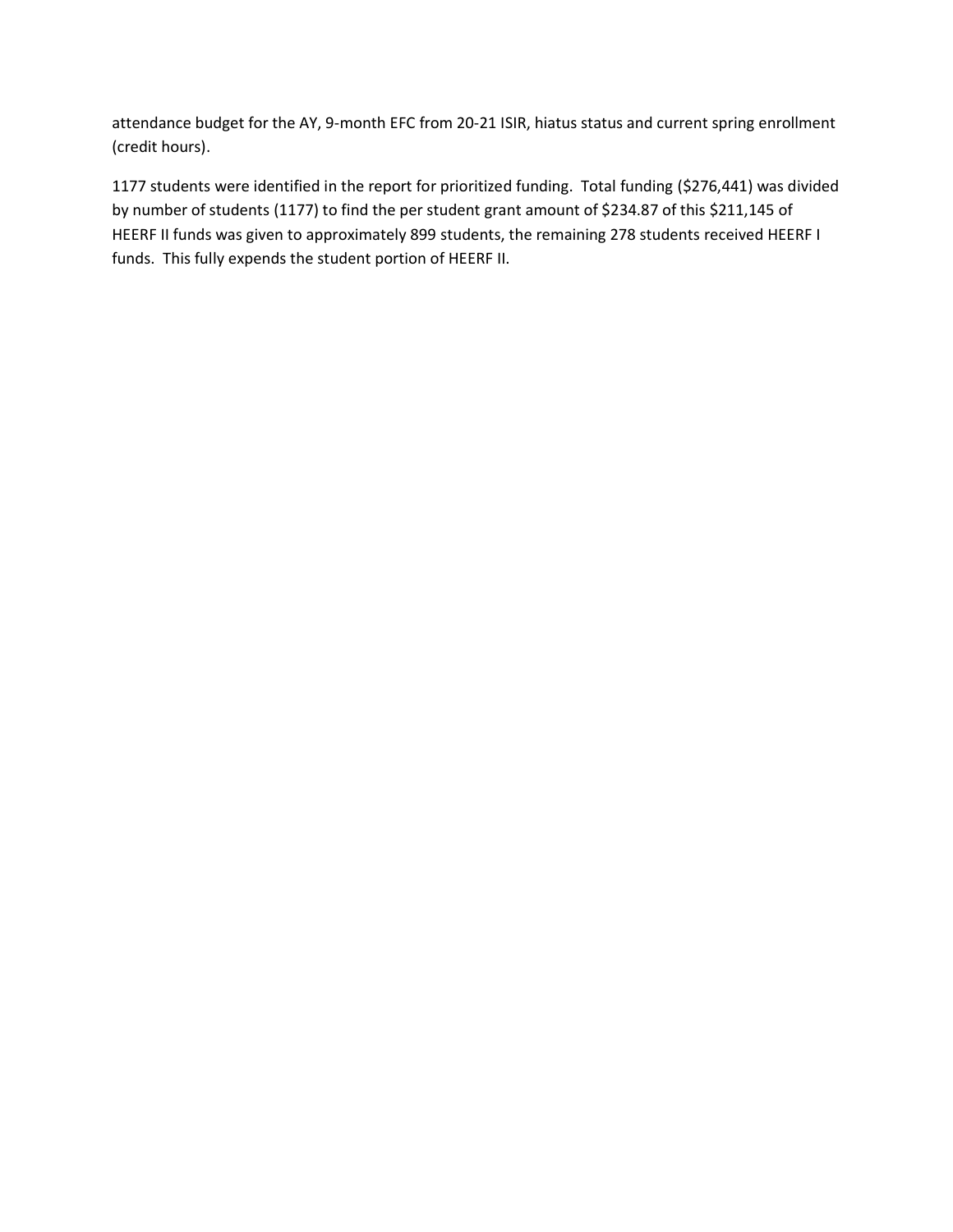attendance budget for the AY, 9-month EFC from 20-21 ISIR, hiatus status and current spring enrollment (credit hours).

1177 students were identified in the report for prioritized funding. Total funding ($276,441) was divided by number of students (1177) to find the per student grant amount of $234.87 of this $211,145 of HEERF II funds was given to approximately 899 students, the remaining 278 students received HEERF I funds. This fully expends the student portion of HEERF II.